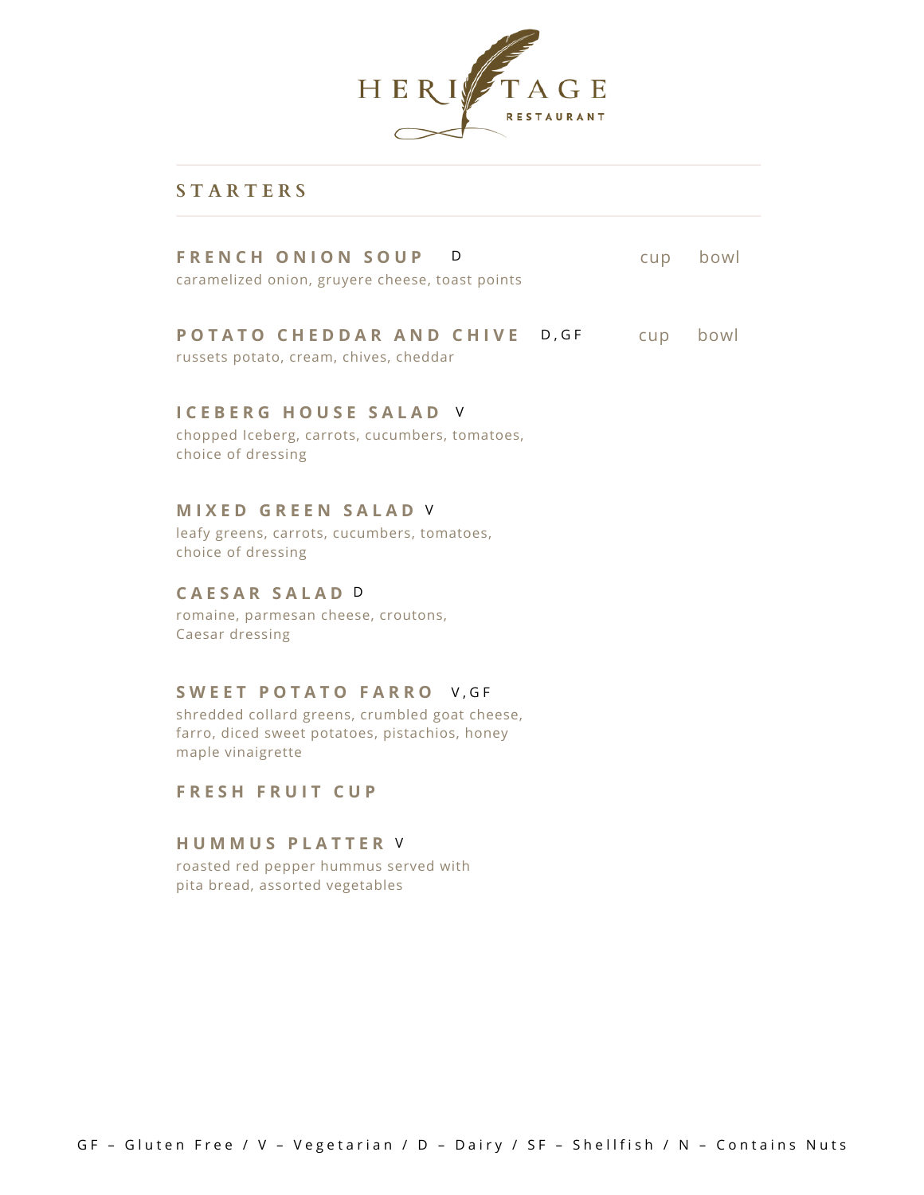# HERITAGE RESTAURANT

## STARTERS

**FRENCH ONION SOUP** D — cup / bowl
caramelized onion, gruyere cheese, toast points

**POTATO CHEDDAR AND CHIVE** D,GF — cup / bowl
russets potato, cream, chives, cheddar

**ICEBERG HOUSE SALAD** V
chopped Iceberg, carrots, cucumbers, tomatoes, choice of dressing

**MIXED GREEN SALAD** V
leafy greens, carrots, cucumbers, tomatoes, choice of dressing

**CAESAR SALAD** D
romaine, parmesan cheese, croutons, Caesar dressing

**SWEET POTATO FARRO** V,GF
shredded collard greens, crumbled goat cheese, farro, diced sweet potatoes, pistachios, honey maple vinaigrette

**FRESH FRUIT CUP**

**HUMMUS PLATTER** V
roasted red pepper hummus served with pita bread, assorted vegetables

GF – Gluten Free / V – Vegetarian / D – Dairy / SF – Shellfish / N – Contains Nuts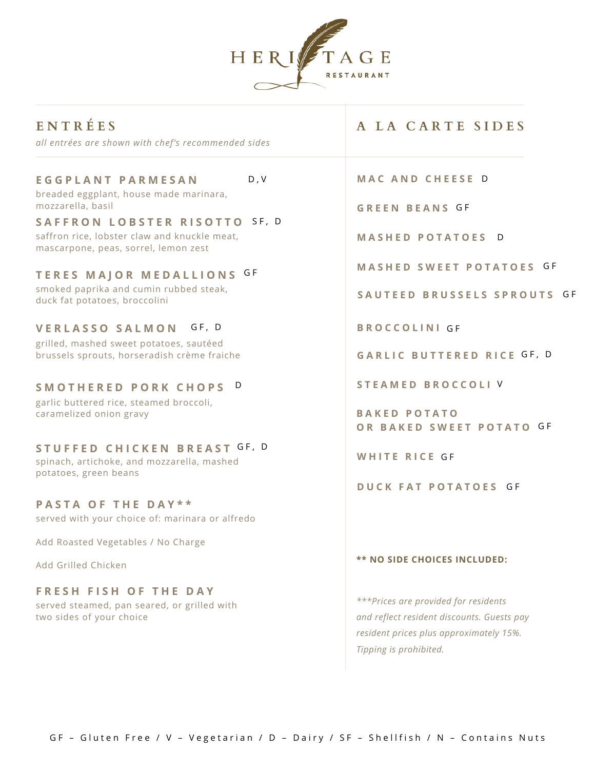# HERITAGE

RESTAURANT

## ENTRÉES

*all entrées are shown with chef's recommended sides*

### EGGPLANT PARMESAN D,V

breaded eggplant, house made marinara, mozzarella, basil

### SAFFRON LOBSTER RISOTTO SF, D

saffron rice, lobster claw and knuckle meat, mascarpone, peas, sorrel, lemon zest

### TERES MAJOR MEDALLIONS GF

smoked paprika and cumin rubbed steak, duck fat potatoes, broccolini

### VERLASSO SALMON GF, D

grilled, mashed sweet potatoes, sautéed brussels sprouts, horseradish crème fraiche

### SMOTHERED PORK CHOPS D

garlic buttered rice, steamed broccoli, caramelized onion gravy

### STUFFED CHICKEN BREAST GF, D

spinach, artichoke, and mozzarella, mashed potatoes, green beans

### PASTA OF THE DAY**

served with your choice of: marinara or alfredo

Add Roasted Vegetables / No Charge

Add Grilled Chicken

### FRESH FISH OF THE DAY

served steamed, pan seared, or grilled with two sides of your choice

## A LA CARTE SIDES

- MAC AND CHEESE D
- GREEN BEANS GF
- MASHED POTATOES D
- MASHED SWEET POTATOES GF
- SAUTEED BRUSSELS SPROUTS GF
- BROCCOLINI GF
- GARLIC BUTTERED RICE GF, D
- STEAMED BROCCOLI V
- BAKED POTATO OR BAKED SWEET POTATO GF
- WHITE RICE GF
- DUCK FAT POTATOES GF

**** NO SIDE CHOICES INCLUDED:**

****Prices are provided for residents and reflect resident discounts. Guests pay resident prices plus approximately 15%. Tipping is prohibited.*

GF – Gluten Free / V – Vegetarian / D – Dairy / SF – Shellfish / N – Contains Nuts